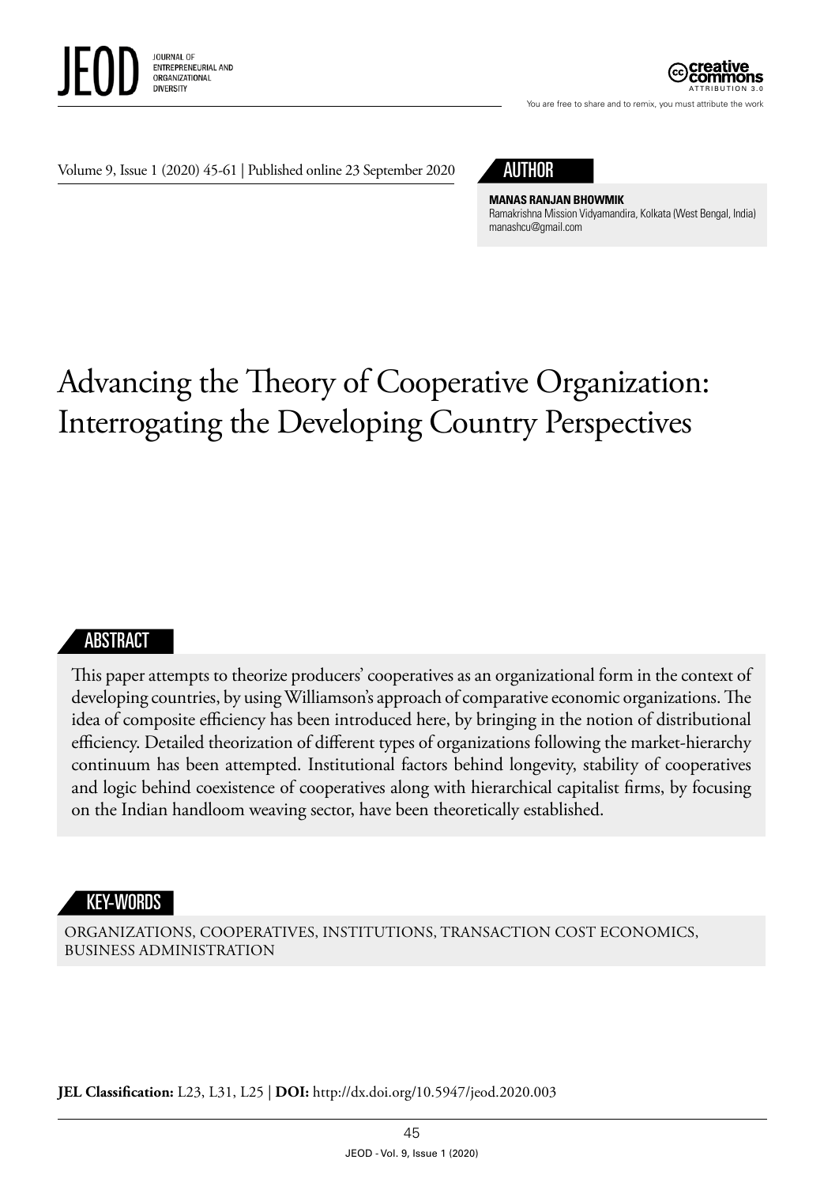Volume 9, Issue 1 (2020) 45-61 | Published online 23 September 2020

## AUTHOR

**MANAS RANJAN BHOWMIK**
Ramakrishna Mission Vidyamandira, Kolkata (West Bengal, India)
manashcu@gmail.com

# Advancing the Theory of Cooperative Organization: Interrogating the Developing Country Perspectives

## ABSTRACT

This paper attempts to theorize producers' cooperatives as an organizational form in the context of developing countries, by using Williamson's approach of comparative economic organizations. The idea of composite efficiency has been introduced here, by bringing in the notion of distributional efficiency. Detailed theorization of different types of organizations following the market-hierarchy continuum has been attempted. Institutional factors behind longevity, stability of cooperatives and logic behind coexistence of cooperatives along with hierarchical capitalist firms, by focusing on the Indian handloom weaving sector, have been theoretically established.

## KEY-WORDS

ORGANIZATIONS, COOPERATIVES, INSTITUTIONS, TRANSACTION COST ECONOMICS, BUSINESS ADMINISTRATION

**JEL Classification:** L23, L31, L25 | **DOI:** http://dx.doi.org/10.5947/jeod.2020.003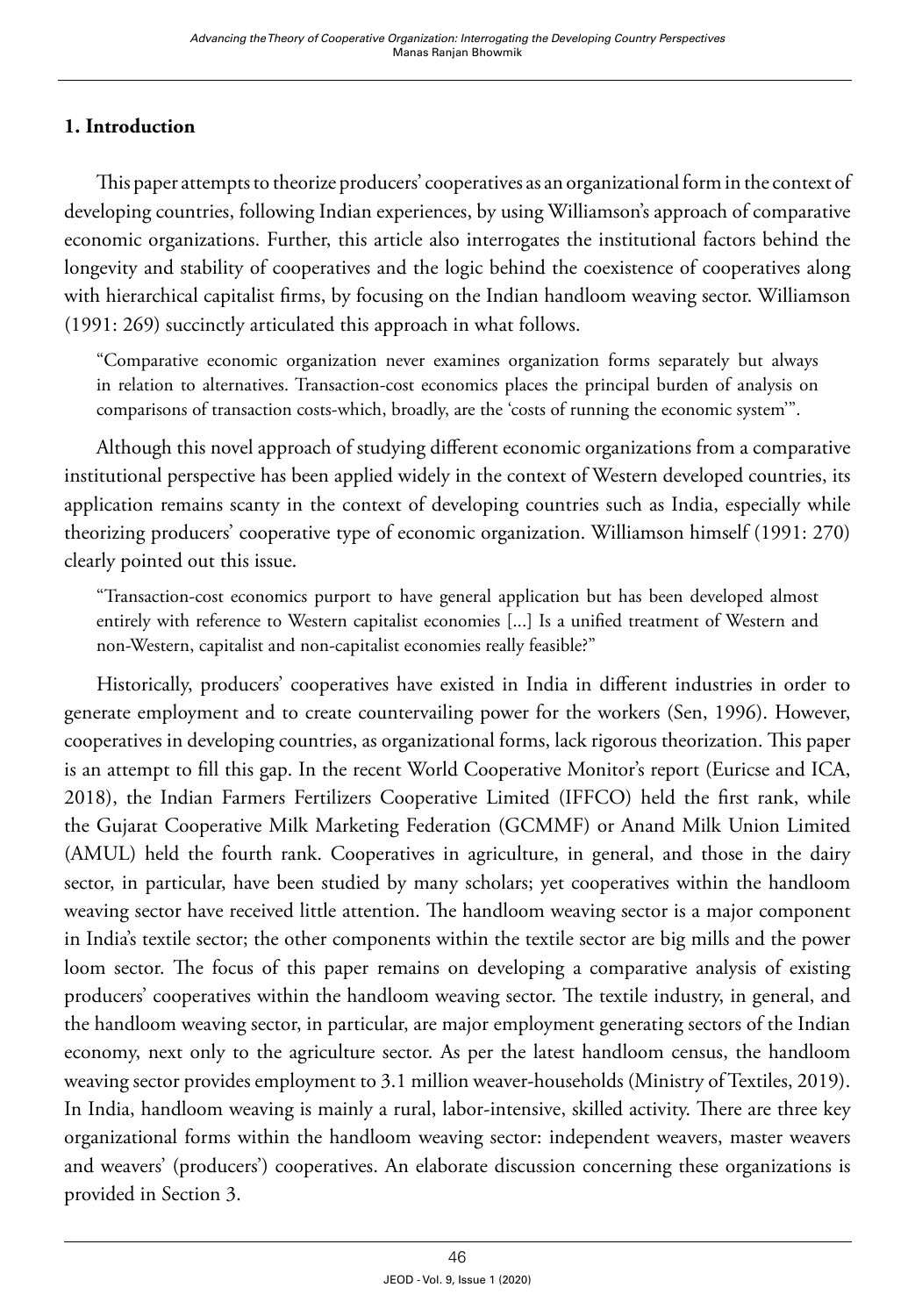## 1. Introduction

This paper attempts to theorize producers' cooperatives as an organizational form in the context of developing countries, following Indian experiences, by using Williamson's approach of comparative economic organizations. Further, this article also interrogates the institutional factors behind the longevity and stability of cooperatives and the logic behind the coexistence of cooperatives along with hierarchical capitalist firms, by focusing on the Indian handloom weaving sector. Williamson (1991: 269) succinctly articulated this approach in what follows.

> "Comparative economic organization never examines organization forms separately but always in relation to alternatives. Transaction-cost economics places the principal burden of analysis on comparisons of transaction costs-which, broadly, are the 'costs of running the economic system'".

Although this novel approach of studying different economic organizations from a comparative institutional perspective has been applied widely in the context of Western developed countries, its application remains scanty in the context of developing countries such as India, especially while theorizing producers' cooperative type of economic organization. Williamson himself (1991: 270) clearly pointed out this issue.

> "Transaction-cost economics purport to have general application but has been developed almost entirely with reference to Western capitalist economies [...] Is a unified treatment of Western and non-Western, capitalist and non-capitalist economies really feasible?"

Historically, producers' cooperatives have existed in India in different industries in order to generate employment and to create countervailing power for the workers (Sen, 1996). However, cooperatives in developing countries, as organizational forms, lack rigorous theorization. This paper is an attempt to fill this gap. In the recent World Cooperative Monitor's report (Euricse and ICA, 2018), the Indian Farmers Fertilizers Cooperative Limited (IFFCO) held the first rank, while the Gujarat Cooperative Milk Marketing Federation (GCMMF) or Anand Milk Union Limited (AMUL) held the fourth rank. Cooperatives in agriculture, in general, and those in the dairy sector, in particular, have been studied by many scholars; yet cooperatives within the handloom weaving sector have received little attention. The handloom weaving sector is a major component in India's textile sector; the other components within the textile sector are big mills and the power loom sector. The focus of this paper remains on developing a comparative analysis of existing producers' cooperatives within the handloom weaving sector. The textile industry, in general, and the handloom weaving sector, in particular, are major employment generating sectors of the Indian economy, next only to the agriculture sector. As per the latest handloom census, the handloom weaving sector provides employment to 3.1 million weaver-households (Ministry of Textiles, 2019). In India, handloom weaving is mainly a rural, labor-intensive, skilled activity. There are three key organizational forms within the handloom weaving sector: independent weavers, master weavers and weavers' (producers') cooperatives. An elaborate discussion concerning these organizations is provided in Section 3.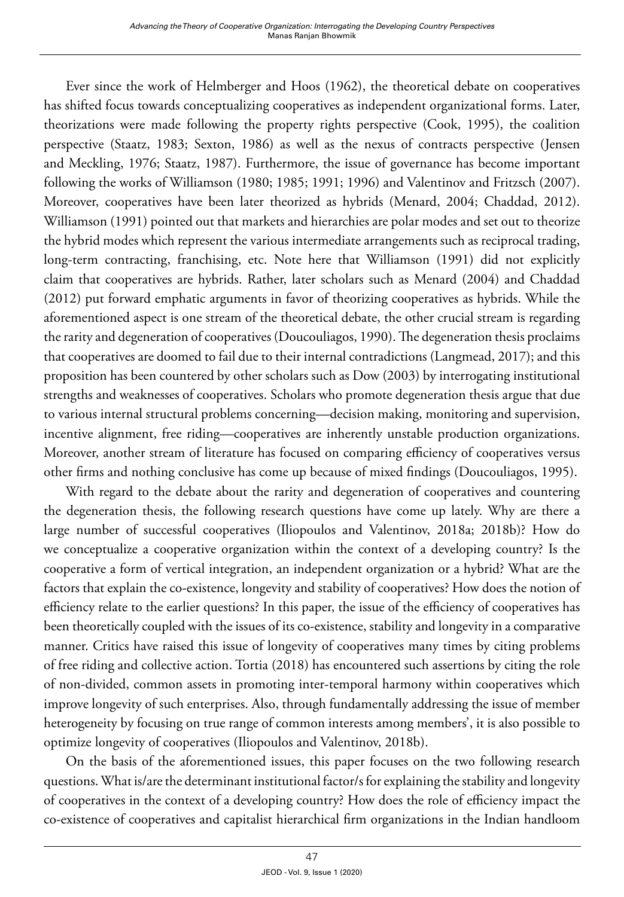Ever since the work of Helmberger and Hoos (1962), the theoretical debate on cooperatives has shifted focus towards conceptualizing cooperatives as independent organizational forms. Later, theorizations were made following the property rights perspective (Cook, 1995), the coalition perspective (Staatz, 1983; Sexton, 1986) as well as the nexus of contracts perspective (Jensen and Meckling, 1976; Staatz, 1987). Furthermore, the issue of governance has become important following the works of Williamson (1980; 1985; 1991; 1996) and Valentinov and Fritzsch (2007). Moreover, cooperatives have been later theorized as hybrids (Menard, 2004; Chaddad, 2012). Williamson (1991) pointed out that markets and hierarchies are polar modes and set out to theorize the hybrid modes which represent the various intermediate arrangements such as reciprocal trading, long-term contracting, franchising, etc. Note here that Williamson (1991) did not explicitly claim that cooperatives are hybrids. Rather, later scholars such as Menard (2004) and Chaddad (2012) put forward emphatic arguments in favor of theorizing cooperatives as hybrids. While the aforementioned aspect is one stream of the theoretical debate, the other crucial stream is regarding the rarity and degeneration of cooperatives (Doucouliagos, 1990). The degeneration thesis proclaims that cooperatives are doomed to fail due to their internal contradictions (Langmead, 2017); and this proposition has been countered by other scholars such as Dow (2003) by interrogating institutional strengths and weaknesses of cooperatives. Scholars who promote degeneration thesis argue that due to various internal structural problems concerning—decision making, monitoring and supervision, incentive alignment, free riding—cooperatives are inherently unstable production organizations. Moreover, another stream of literature has focused on comparing efficiency of cooperatives versus other firms and nothing conclusive has come up because of mixed findings (Doucouliagos, 1995).

With regard to the debate about the rarity and degeneration of cooperatives and countering the degeneration thesis, the following research questions have come up lately. Why are there a large number of successful cooperatives (Iliopoulos and Valentinov, 2018a; 2018b)? How do we conceptualize a cooperative organization within the context of a developing country? Is the cooperative a form of vertical integration, an independent organization or a hybrid? What are the factors that explain the co-existence, longevity and stability of cooperatives? How does the notion of efficiency relate to the earlier questions? In this paper, the issue of the efficiency of cooperatives has been theoretically coupled with the issues of its co-existence, stability and longevity in a comparative manner. Critics have raised this issue of longevity of cooperatives many times by citing problems of free riding and collective action. Tortia (2018) has encountered such assertions by citing the role of non-divided, common assets in promoting inter-temporal harmony within cooperatives which improve longevity of such enterprises. Also, through fundamentally addressing the issue of member heterogeneity by focusing on true range of common interests among members', it is also possible to optimize longevity of cooperatives (Iliopoulos and Valentinov, 2018b).

On the basis of the aforementioned issues, this paper focuses on the two following research questions. What is/are the determinant institutional factor/s for explaining the stability and longevity of cooperatives in the context of a developing country? How does the role of efficiency impact the co-existence of cooperatives and capitalist hierarchical firm organizations in the Indian handloom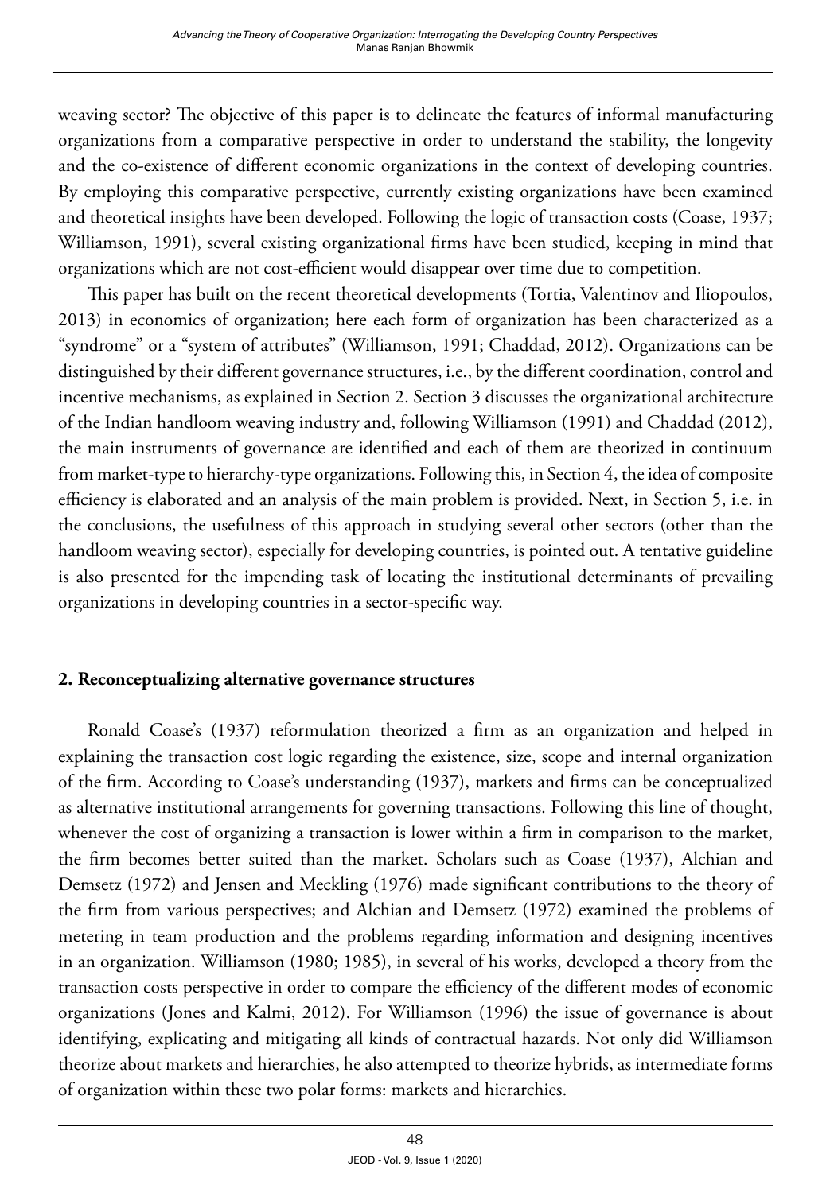weaving sector? The objective of this paper is to delineate the features of informal manufacturing organizations from a comparative perspective in order to understand the stability, the longevity and the co-existence of different economic organizations in the context of developing countries. By employing this comparative perspective, currently existing organizations have been examined and theoretical insights have been developed. Following the logic of transaction costs (Coase, 1937; Williamson, 1991), several existing organizational firms have been studied, keeping in mind that organizations which are not cost-efficient would disappear over time due to competition.

This paper has built on the recent theoretical developments (Tortia, Valentinov and Iliopoulos, 2013) in economics of organization; here each form of organization has been characterized as a "syndrome" or a "system of attributes" (Williamson, 1991; Chaddad, 2012). Organizations can be distinguished by their different governance structures, i.e., by the different coordination, control and incentive mechanisms, as explained in Section 2. Section 3 discusses the organizational architecture of the Indian handloom weaving industry and, following Williamson (1991) and Chaddad (2012), the main instruments of governance are identified and each of them are theorized in continuum from market-type to hierarchy-type organizations. Following this, in Section 4, the idea of composite efficiency is elaborated and an analysis of the main problem is provided. Next, in Section 5, i.e. in the conclusions, the usefulness of this approach in studying several other sectors (other than the handloom weaving sector), especially for developing countries, is pointed out. A tentative guideline is also presented for the impending task of locating the institutional determinants of prevailing organizations in developing countries in a sector-specific way.

## 2. Reconceptualizing alternative governance structures

Ronald Coase's (1937) reformulation theorized a firm as an organization and helped in explaining the transaction cost logic regarding the existence, size, scope and internal organization of the firm. According to Coase's understanding (1937), markets and firms can be conceptualized as alternative institutional arrangements for governing transactions. Following this line of thought, whenever the cost of organizing a transaction is lower within a firm in comparison to the market, the firm becomes better suited than the market. Scholars such as Coase (1937), Alchian and Demsetz (1972) and Jensen and Meckling (1976) made significant contributions to the theory of the firm from various perspectives; and Alchian and Demsetz (1972) examined the problems of metering in team production and the problems regarding information and designing incentives in an organization. Williamson (1980; 1985), in several of his works, developed a theory from the transaction costs perspective in order to compare the efficiency of the different modes of economic organizations (Jones and Kalmi, 2012). For Williamson (1996) the issue of governance is about identifying, explicating and mitigating all kinds of contractual hazards. Not only did Williamson theorize about markets and hierarchies, he also attempted to theorize hybrids, as intermediate forms of organization within these two polar forms: markets and hierarchies.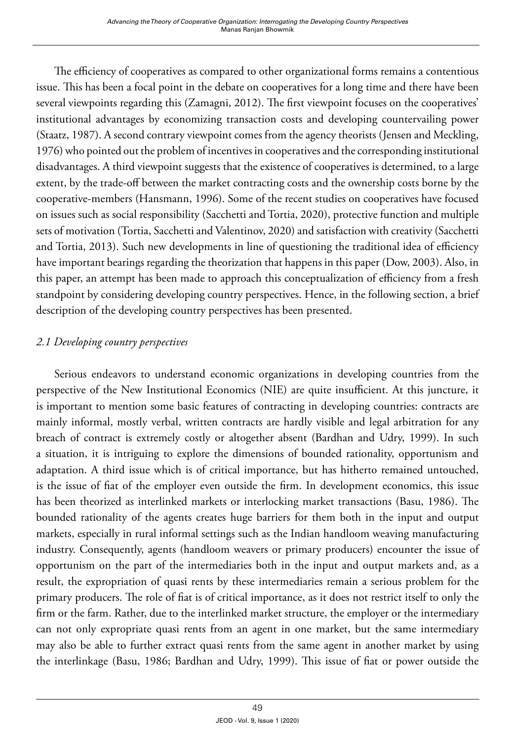The efficiency of cooperatives as compared to other organizational forms remains a contentious issue. This has been a focal point in the debate on cooperatives for a long time and there have been several viewpoints regarding this (Zamagni, 2012). The first viewpoint focuses on the cooperatives' institutional advantages by economizing transaction costs and developing countervailing power (Staatz, 1987). A second contrary viewpoint comes from the agency theorists (Jensen and Meckling, 1976) who pointed out the problem of incentives in cooperatives and the corresponding institutional disadvantages. A third viewpoint suggests that the existence of cooperatives is determined, to a large extent, by the trade-off between the market contracting costs and the ownership costs borne by the cooperative-members (Hansmann, 1996). Some of the recent studies on cooperatives have focused on issues such as social responsibility (Sacchetti and Tortia, 2020), protective function and multiple sets of motivation (Tortia, Sacchetti and Valentinov, 2020) and satisfaction with creativity (Sacchetti and Tortia, 2013). Such new developments in line of questioning the traditional idea of efficiency have important bearings regarding the theorization that happens in this paper (Dow, 2003). Also, in this paper, an attempt has been made to approach this conceptualization of efficiency from a fresh standpoint by considering developing country perspectives. Hence, in the following section, a brief description of the developing country perspectives has been presented.

### *2.1 Developing country perspectives*

Serious endeavors to understand economic organizations in developing countries from the perspective of the New Institutional Economics (NIE) are quite insufficient. At this juncture, it is important to mention some basic features of contracting in developing countries: contracts are mainly informal, mostly verbal, written contracts are hardly visible and legal arbitration for any breach of contract is extremely costly or altogether absent (Bardhan and Udry, 1999). In such a situation, it is intriguing to explore the dimensions of bounded rationality, opportunism and adaptation. A third issue which is of critical importance, but has hitherto remained untouched, is the issue of fiat of the employer even outside the firm. In development economics, this issue has been theorized as interlinked markets or interlocking market transactions (Basu, 1986). The bounded rationality of the agents creates huge barriers for them both in the input and output markets, especially in rural informal settings such as the Indian handloom weaving manufacturing industry. Consequently, agents (handloom weavers or primary producers) encounter the issue of opportunism on the part of the intermediaries both in the input and output markets and, as a result, the expropriation of quasi rents by these intermediaries remain a serious problem for the primary producers. The role of fiat is of critical importance, as it does not restrict itself to only the firm or the farm. Rather, due to the interlinked market structure, the employer or the intermediary can not only expropriate quasi rents from an agent in one market, but the same intermediary may also be able to further extract quasi rents from the same agent in another market by using the interlinkage (Basu, 1986; Bardhan and Udry, 1999). This issue of fiat or power outside the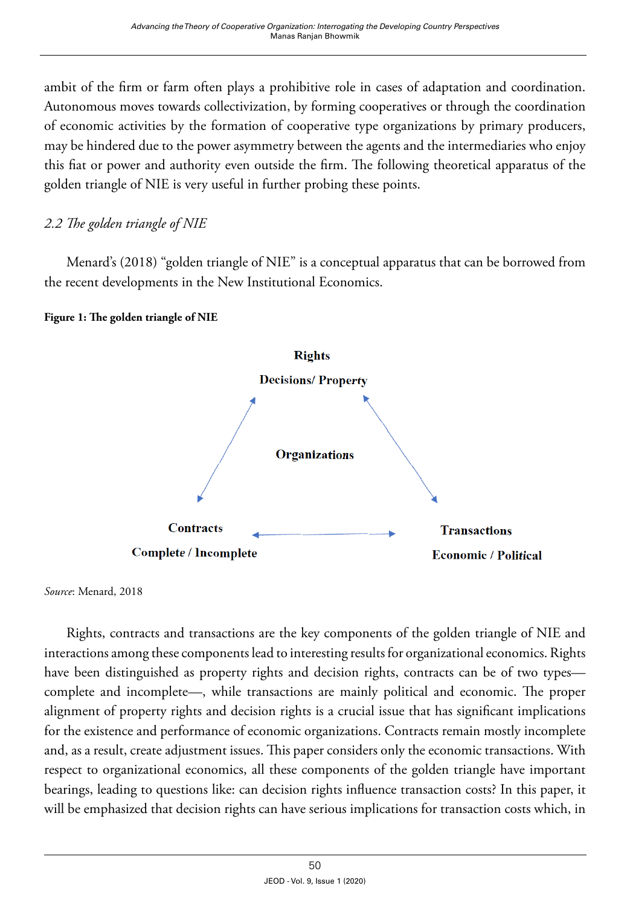ambit of the firm or farm often plays a prohibitive role in cases of adaptation and coordination. Autonomous moves towards collectivization, by forming cooperatives or through the coordination of economic activities by the formation of cooperative type organizations by primary producers, may be hindered due to the power asymmetry between the agents and the intermediaries who enjoy this fiat or power and authority even outside the firm. The following theoretical apparatus of the golden triangle of NIE is very useful in further probing these points.

### *2.2 The golden triangle of NIE*

Menard's (2018) "golden triangle of NIE" is a conceptual apparatus that can be borrowed from the recent developments in the New Institutional Economics.

**Figure 1: The golden triangle of NIE**

**Rights**
**Decisions/ Property**

**Organizations**

**Contracts**
**Complete / Incomplete**

**Transactions**
**Economic / Political**

*Source*: Menard, 2018

Rights, contracts and transactions are the key components of the golden triangle of NIE and interactions among these components lead to interesting results for organizational economics. Rights have been distinguished as property rights and decision rights, contracts can be of two types—complete and incomplete—, while transactions are mainly political and economic. The proper alignment of property rights and decision rights is a crucial issue that has significant implications for the existence and performance of economic organizations. Contracts remain mostly incomplete and, as a result, create adjustment issues. This paper considers only the economic transactions. With respect to organizational economics, all these components of the golden triangle have important bearings, leading to questions like: can decision rights influence transaction costs? In this paper, it will be emphasized that decision rights can have serious implications for transaction costs which, in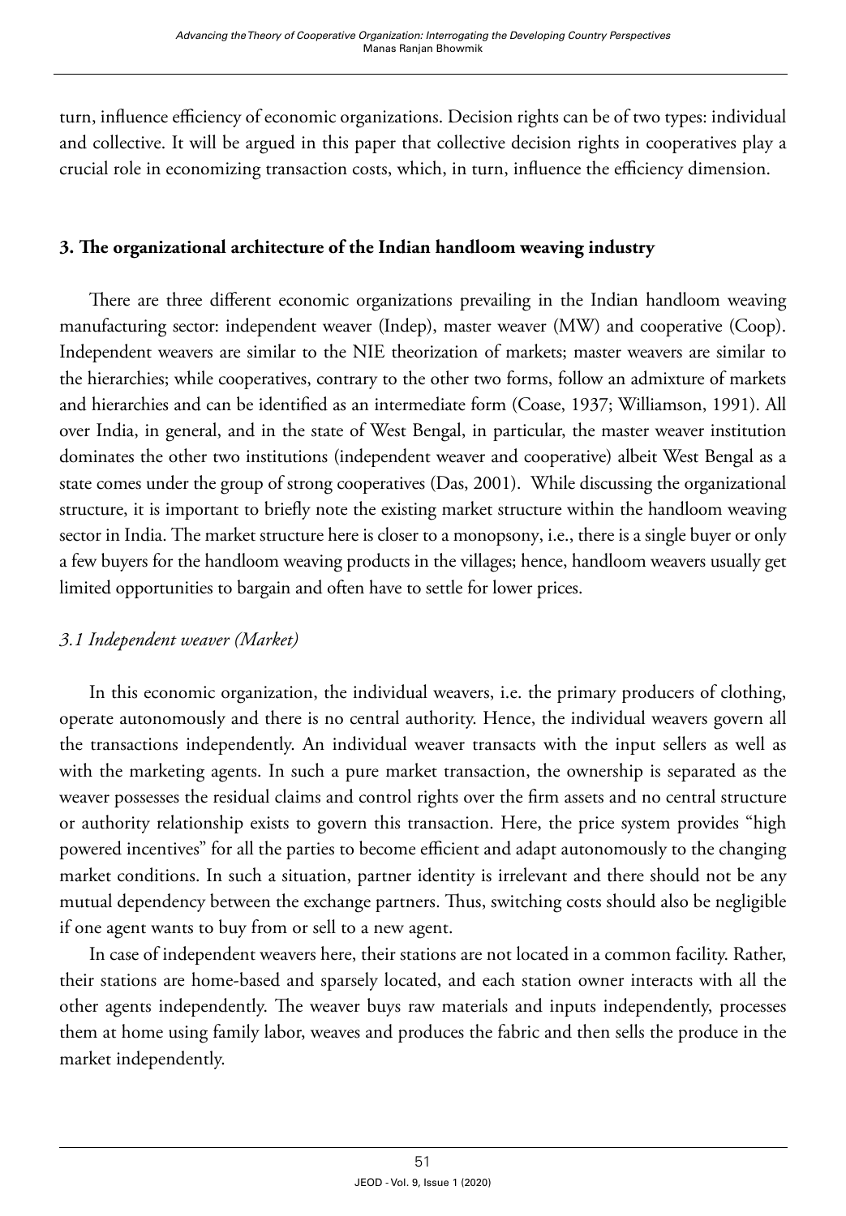turn, influence efficiency of economic organizations. Decision rights can be of two types: individual and collective. It will be argued in this paper that collective decision rights in cooperatives play a crucial role in economizing transaction costs, which, in turn, influence the efficiency dimension.

## 3. The organizational architecture of the Indian handloom weaving industry

There are three different economic organizations prevailing in the Indian handloom weaving manufacturing sector: independent weaver (Indep), master weaver (MW) and cooperative (Coop). Independent weavers are similar to the NIE theorization of markets; master weavers are similar to the hierarchies; while cooperatives, contrary to the other two forms, follow an admixture of markets and hierarchies and can be identified as an intermediate form (Coase, 1937; Williamson, 1991). All over India, in general, and in the state of West Bengal, in particular, the master weaver institution dominates the other two institutions (independent weaver and cooperative) albeit West Bengal as a state comes under the group of strong cooperatives (Das, 2001). While discussing the organizational structure, it is important to briefly note the existing market structure within the handloom weaving sector in India. The market structure here is closer to a monopsony, i.e., there is a single buyer or only a few buyers for the handloom weaving products in the villages; hence, handloom weavers usually get limited opportunities to bargain and often have to settle for lower prices.

### *3.1 Independent weaver (Market)*

In this economic organization, the individual weavers, i.e. the primary producers of clothing, operate autonomously and there is no central authority. Hence, the individual weavers govern all the transactions independently. An individual weaver transacts with the input sellers as well as with the marketing agents. In such a pure market transaction, the ownership is separated as the weaver possesses the residual claims and control rights over the firm assets and no central structure or authority relationship exists to govern this transaction. Here, the price system provides "high powered incentives" for all the parties to become efficient and adapt autonomously to the changing market conditions. In such a situation, partner identity is irrelevant and there should not be any mutual dependency between the exchange partners. Thus, switching costs should also be negligible if one agent wants to buy from or sell to a new agent.

In case of independent weavers here, their stations are not located in a common facility. Rather, their stations are home-based and sparsely located, and each station owner interacts with all the other agents independently. The weaver buys raw materials and inputs independently, processes them at home using family labor, weaves and produces the fabric and then sells the produce in the market independently.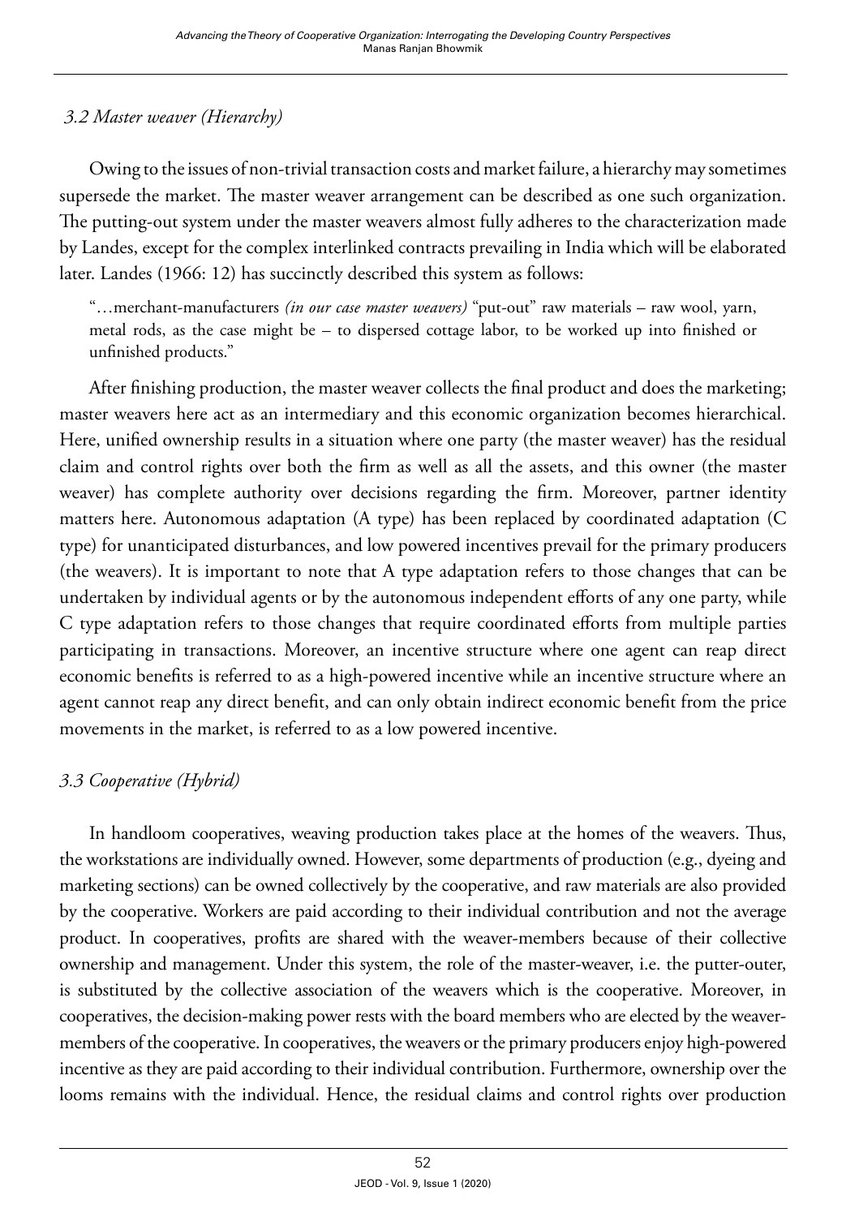### *3.2 Master weaver (Hierarchy)*

Owing to the issues of non-trivial transaction costs and market failure, a hierarchy may sometimes supersede the market. The master weaver arrangement can be described as one such organization. The putting-out system under the master weavers almost fully adheres to the characterization made by Landes, except for the complex interlinked contracts prevailing in India which will be elaborated later. Landes (1966: 12) has succinctly described this system as follows:

> "…merchant-manufacturers *(in our case master weavers)* "put-out" raw materials – raw wool, yarn, metal rods, as the case might be – to dispersed cottage labor, to be worked up into finished or unfinished products."

After finishing production, the master weaver collects the final product and does the marketing; master weavers here act as an intermediary and this economic organization becomes hierarchical. Here, unified ownership results in a situation where one party (the master weaver) has the residual claim and control rights over both the firm as well as all the assets, and this owner (the master weaver) has complete authority over decisions regarding the firm. Moreover, partner identity matters here. Autonomous adaptation (A type) has been replaced by coordinated adaptation (C type) for unanticipated disturbances, and low powered incentives prevail for the primary producers (the weavers). It is important to note that A type adaptation refers to those changes that can be undertaken by individual agents or by the autonomous independent efforts of any one party, while C type adaptation refers to those changes that require coordinated efforts from multiple parties participating in transactions. Moreover, an incentive structure where one agent can reap direct economic benefits is referred to as a high-powered incentive while an incentive structure where an agent cannot reap any direct benefit, and can only obtain indirect economic benefit from the price movements in the market, is referred to as a low powered incentive.

### *3.3 Cooperative (Hybrid)*

In handloom cooperatives, weaving production takes place at the homes of the weavers. Thus, the workstations are individually owned. However, some departments of production (e.g., dyeing and marketing sections) can be owned collectively by the cooperative, and raw materials are also provided by the cooperative. Workers are paid according to their individual contribution and not the average product. In cooperatives, profits are shared with the weaver-members because of their collective ownership and management. Under this system, the role of the master-weaver, i.e. the putter-outer, is substituted by the collective association of the weavers which is the cooperative. Moreover, in cooperatives, the decision-making power rests with the board members who are elected by the weaver-members of the cooperative. In cooperatives, the weavers or the primary producers enjoy high-powered incentive as they are paid according to their individual contribution. Furthermore, ownership over the looms remains with the individual. Hence, the residual claims and control rights over production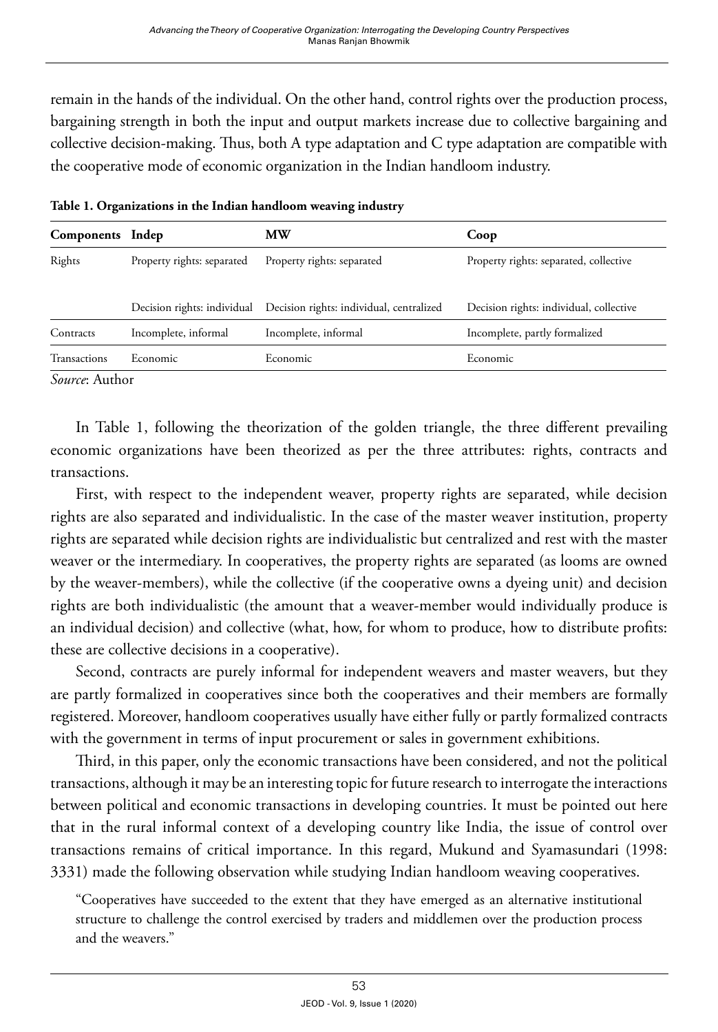remain in the hands of the individual. On the other hand, control rights over the production process, bargaining strength in both the input and output markets increase due to collective bargaining and collective decision-making. Thus, both A type adaptation and C type adaptation are compatible with the cooperative mode of economic organization in the Indian handloom industry.

**Table 1. Organizations in the Indian handloom weaving industry**

| Components | Indep | MW | Coop |
|---|---|---|---|
| Rights | Property rights: separated | Property rights: separated | Property rights: separated, collective |
| | Decision rights: individual | Decision rights: individual, centralized | Decision rights: individual, collective |
| Contracts | Incomplete, informal | Incomplete, informal | Incomplete, partly formalized |
| Transactions | Economic | Economic | Economic |

*Source*: Author

In Table 1, following the theorization of the golden triangle, the three different prevailing economic organizations have been theorized as per the three attributes: rights, contracts and transactions.

First, with respect to the independent weaver, property rights are separated, while decision rights are also separated and individualistic. In the case of the master weaver institution, property rights are separated while decision rights are individualistic but centralized and rest with the master weaver or the intermediary. In cooperatives, the property rights are separated (as looms are owned by the weaver-members), while the collective (if the cooperative owns a dyeing unit) and decision rights are both individualistic (the amount that a weaver-member would individually produce is an individual decision) and collective (what, how, for whom to produce, how to distribute profits: these are collective decisions in a cooperative).

Second, contracts are purely informal for independent weavers and master weavers, but they are partly formalized in cooperatives since both the cooperatives and their members are formally registered. Moreover, handloom cooperatives usually have either fully or partly formalized contracts with the government in terms of input procurement or sales in government exhibitions.

Third, in this paper, only the economic transactions have been considered, and not the political transactions, although it may be an interesting topic for future research to interrogate the interactions between political and economic transactions in developing countries. It must be pointed out here that in the rural informal context of a developing country like India, the issue of control over transactions remains of critical importance. In this regard, Mukund and Syamasundari (1998: 3331) made the following observation while studying Indian handloom weaving cooperatives.

> "Cooperatives have succeeded to the extent that they have emerged as an alternative institutional structure to challenge the control exercised by traders and middlemen over the production process and the weavers."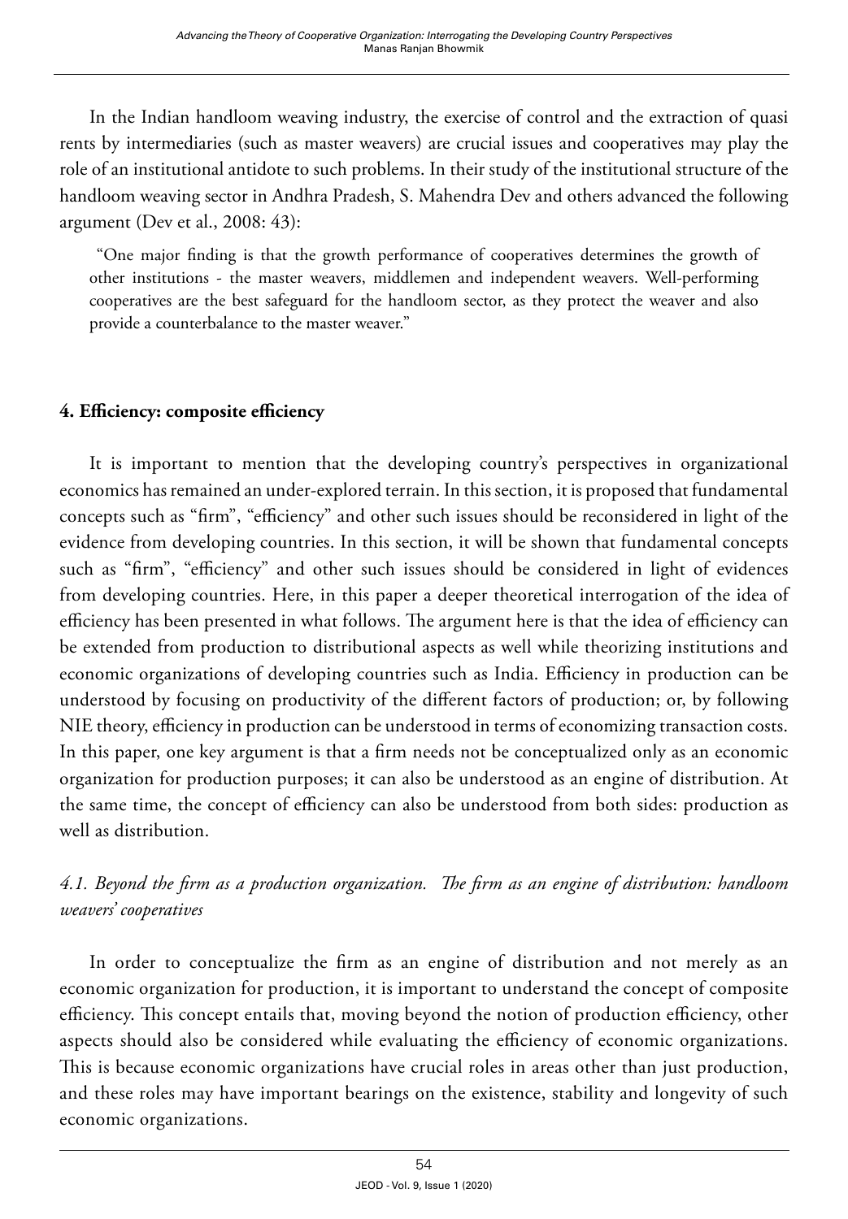In the Indian handloom weaving industry, the exercise of control and the extraction of quasi rents by intermediaries (such as master weavers) are crucial issues and cooperatives may play the role of an institutional antidote to such problems. In their study of the institutional structure of the handloom weaving sector in Andhra Pradesh, S. Mahendra Dev and others advanced the following argument (Dev et al., 2008: 43):

> "One major finding is that the growth performance of cooperatives determines the growth of other institutions - the master weavers, middlemen and independent weavers. Well-performing cooperatives are the best safeguard for the handloom sector, as they protect the weaver and also provide a counterbalance to the master weaver."

## 4. Efficiency: composite efficiency

It is important to mention that the developing country's perspectives in organizational economics has remained an under-explored terrain. In this section, it is proposed that fundamental concepts such as "firm", "efficiency" and other such issues should be reconsidered in light of the evidence from developing countries. In this section, it will be shown that fundamental concepts such as "firm", "efficiency" and other such issues should be considered in light of evidences from developing countries. Here, in this paper a deeper theoretical interrogation of the idea of efficiency has been presented in what follows. The argument here is that the idea of efficiency can be extended from production to distributional aspects as well while theorizing institutions and economic organizations of developing countries such as India. Efficiency in production can be understood by focusing on productivity of the different factors of production; or, by following NIE theory, efficiency in production can be understood in terms of economizing transaction costs. In this paper, one key argument is that a firm needs not be conceptualized only as an economic organization for production purposes; it can also be understood as an engine of distribution. At the same time, the concept of efficiency can also be understood from both sides: production as well as distribution.

### *4.1. Beyond the firm as a production organization. The firm as an engine of distribution: handloom weavers' cooperatives*

In order to conceptualize the firm as an engine of distribution and not merely as an economic organization for production, it is important to understand the concept of composite efficiency. This concept entails that, moving beyond the notion of production efficiency, other aspects should also be considered while evaluating the efficiency of economic organizations. This is because economic organizations have crucial roles in areas other than just production, and these roles may have important bearings on the existence, stability and longevity of such economic organizations.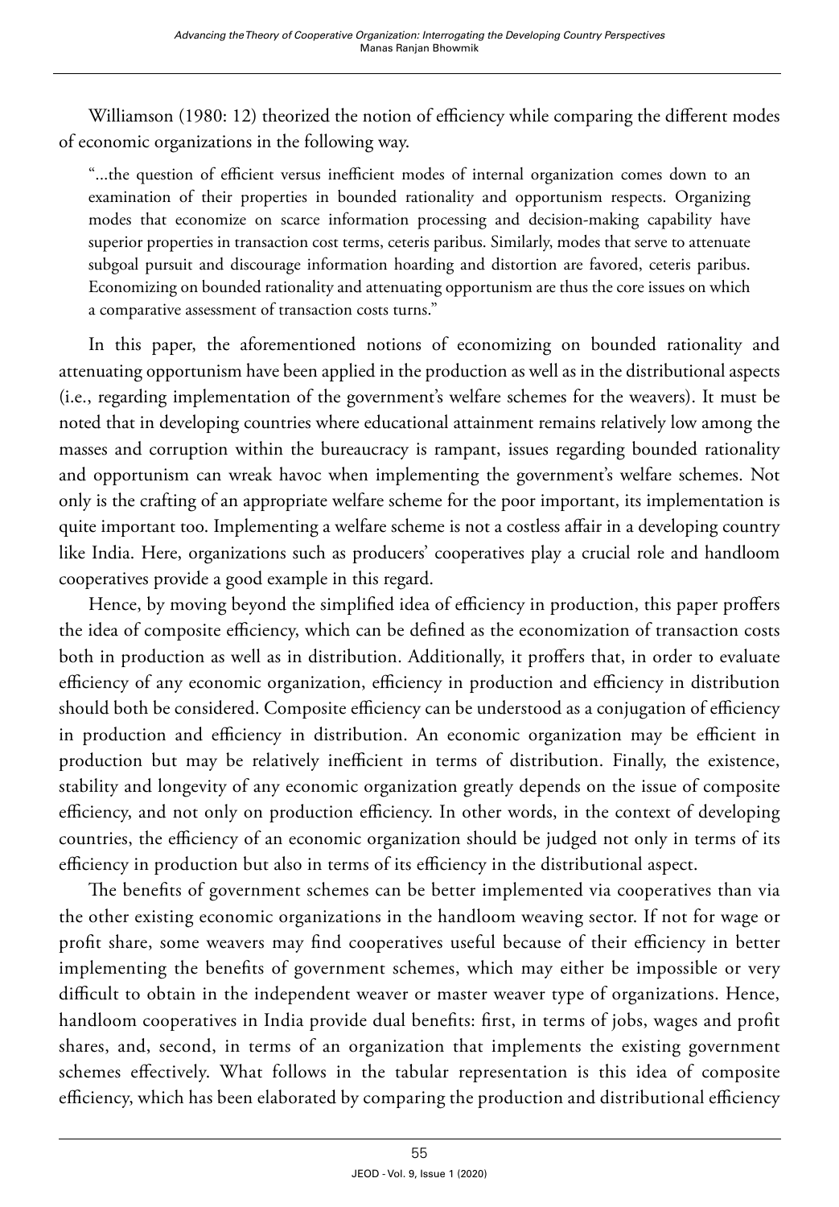Williamson (1980: 12) theorized the notion of efficiency while comparing the different modes of economic organizations in the following way.

> "...the question of efficient versus inefficient modes of internal organization comes down to an examination of their properties in bounded rationality and opportunism respects. Organizing modes that economize on scarce information processing and decision-making capability have superior properties in transaction cost terms, ceteris paribus. Similarly, modes that serve to attenuate subgoal pursuit and discourage information hoarding and distortion are favored, ceteris paribus. Economizing on bounded rationality and attenuating opportunism are thus the core issues on which a comparative assessment of transaction costs turns."

In this paper, the aforementioned notions of economizing on bounded rationality and attenuating opportunism have been applied in the production as well as in the distributional aspects (i.e., regarding implementation of the government's welfare schemes for the weavers). It must be noted that in developing countries where educational attainment remains relatively low among the masses and corruption within the bureaucracy is rampant, issues regarding bounded rationality and opportunism can wreak havoc when implementing the government's welfare schemes. Not only is the crafting of an appropriate welfare scheme for the poor important, its implementation is quite important too. Implementing a welfare scheme is not a costless affair in a developing country like India. Here, organizations such as producers' cooperatives play a crucial role and handloom cooperatives provide a good example in this regard.

Hence, by moving beyond the simplified idea of efficiency in production, this paper proffers the idea of composite efficiency, which can be defined as the economization of transaction costs both in production as well as in distribution. Additionally, it proffers that, in order to evaluate efficiency of any economic organization, efficiency in production and efficiency in distribution should both be considered. Composite efficiency can be understood as a conjugation of efficiency in production and efficiency in distribution. An economic organization may be efficient in production but may be relatively inefficient in terms of distribution. Finally, the existence, stability and longevity of any economic organization greatly depends on the issue of composite efficiency, and not only on production efficiency. In other words, in the context of developing countries, the efficiency of an economic organization should be judged not only in terms of its efficiency in production but also in terms of its efficiency in the distributional aspect.

The benefits of government schemes can be better implemented via cooperatives than via the other existing economic organizations in the handloom weaving sector. If not for wage or profit share, some weavers may find cooperatives useful because of their efficiency in better implementing the benefits of government schemes, which may either be impossible or very difficult to obtain in the independent weaver or master weaver type of organizations. Hence, handloom cooperatives in India provide dual benefits: first, in terms of jobs, wages and profit shares, and, second, in terms of an organization that implements the existing government schemes effectively. What follows in the tabular representation is this idea of composite efficiency, which has been elaborated by comparing the production and distributional efficiency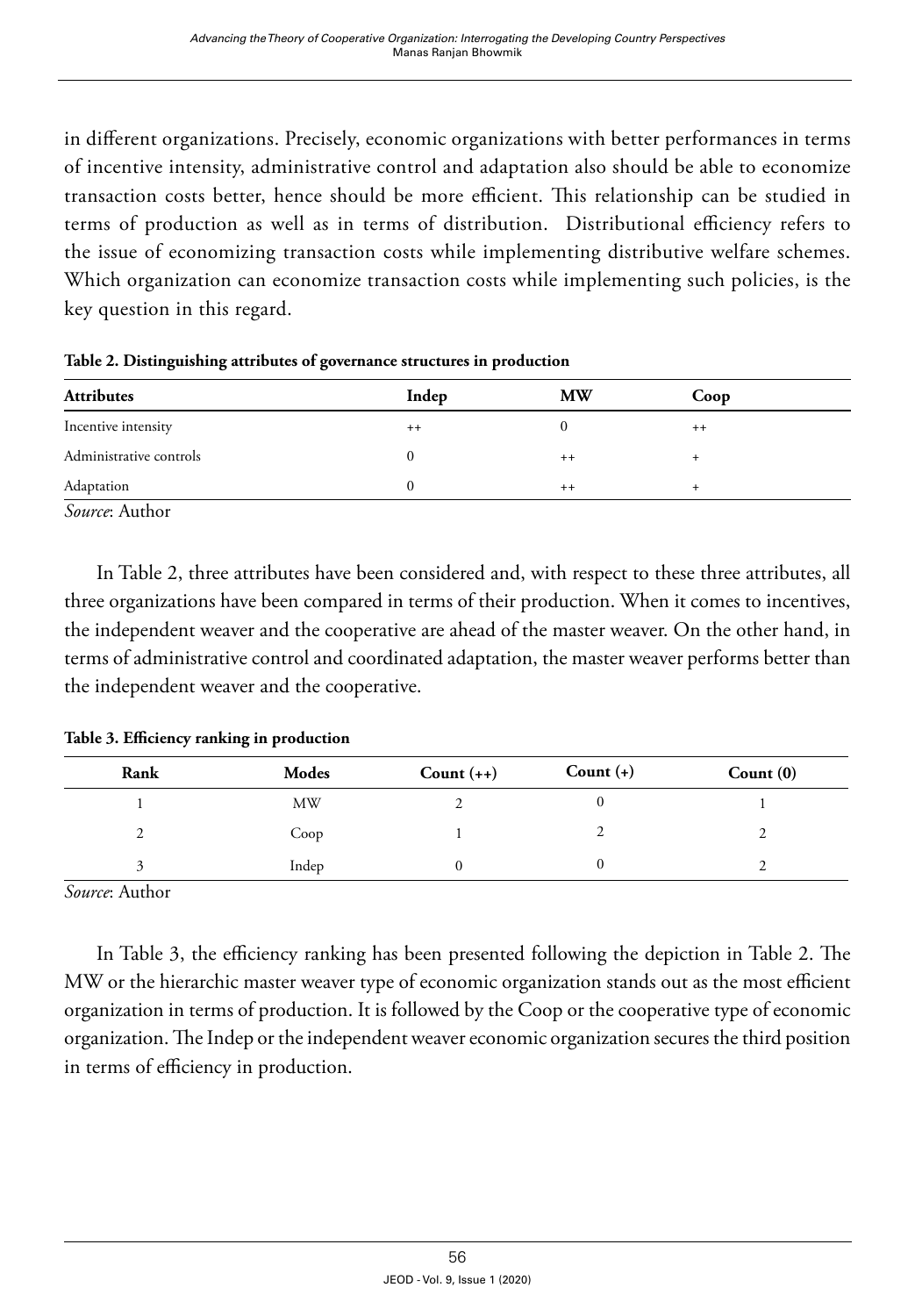in different organizations. Precisely, economic organizations with better performances in terms of incentive intensity, administrative control and adaptation also should be able to economize transaction costs better, hence should be more efficient. This relationship can be studied in terms of production as well as in terms of distribution. Distributional efficiency refers to the issue of economizing transaction costs while implementing distributive welfare schemes. Which organization can economize transaction costs while implementing such policies, is the key question in this regard.

**Table 2. Distinguishing attributes of governance structures in production**

| Attributes | Indep | MW | Coop |
|---|---|---|---|
| Incentive intensity | ++ | 0 | ++ |
| Administrative controls | 0 | ++ | + |
| Adaptation | 0 | ++ | + |

*Source*: Author

In Table 2, three attributes have been considered and, with respect to these three attributes, all three organizations have been compared in terms of their production. When it comes to incentives, the independent weaver and the cooperative are ahead of the master weaver. On the other hand, in terms of administrative control and coordinated adaptation, the master weaver performs better than the independent weaver and the cooperative.

**Table 3. Efficiency ranking in production**

| Rank | Modes | Count (++) | Count (+) | Count (0) |
|---|---|---|---|---|
| 1 | MW | 2 | 0 | 1 |
| 2 | Coop | 1 | 2 | 2 |
| 3 | Indep | 0 | 0 | 2 |

*Source*: Author

In Table 3, the efficiency ranking has been presented following the depiction in Table 2. The MW or the hierarchic master weaver type of economic organization stands out as the most efficient organization in terms of production. It is followed by the Coop or the cooperative type of economic organization. The Indep or the independent weaver economic organization secures the third position in terms of efficiency in production.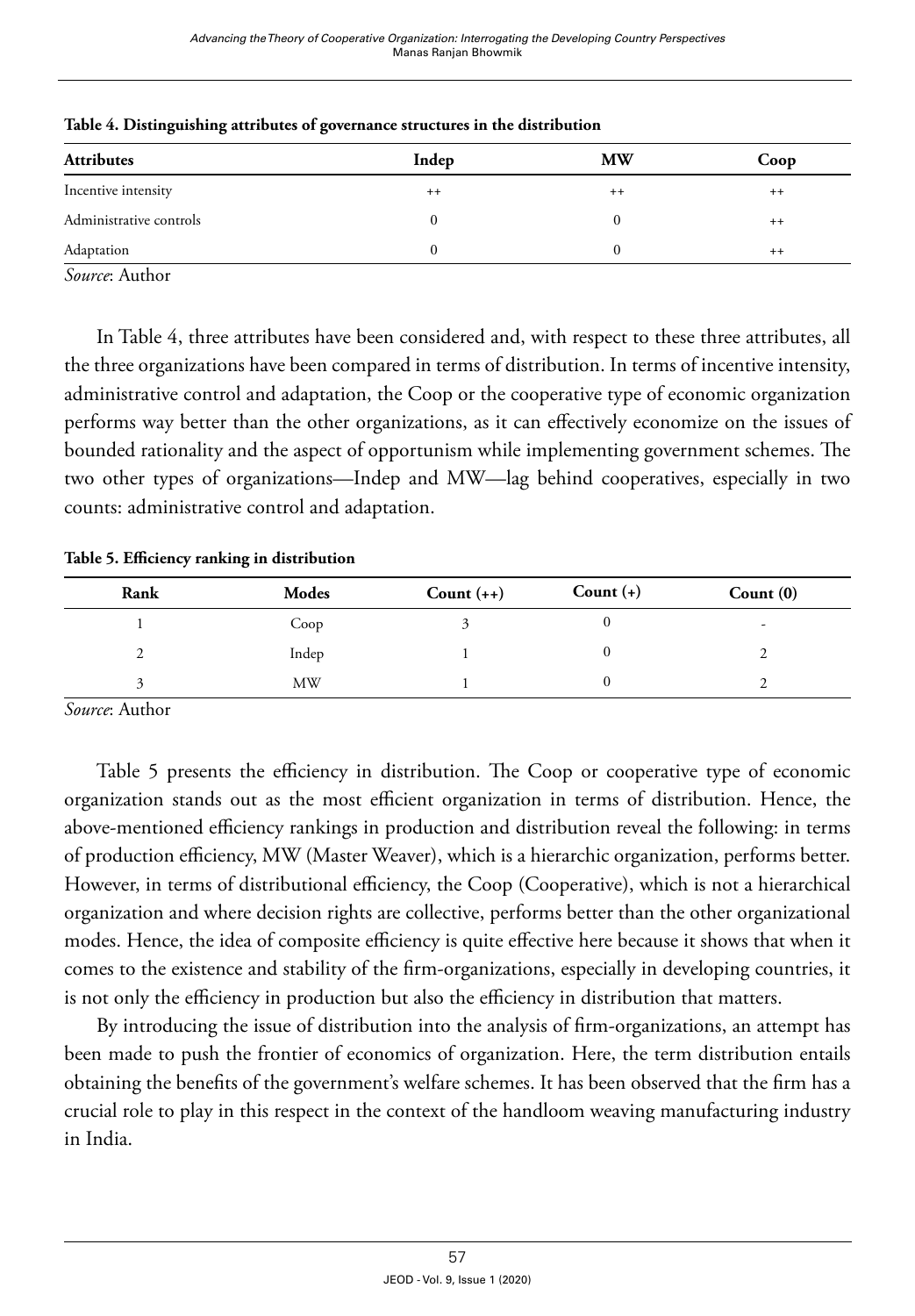**Table 4. Distinguishing attributes of governance structures in the distribution**

| Attributes | Indep | MW | Coop |
|---|---|---|---|
| Incentive intensity | ++ | ++ | ++ |
| Administrative controls | 0 | 0 | ++ |
| Adaptation | 0 | 0 | ++ |

*Source*: Author

In Table 4, three attributes have been considered and, with respect to these three attributes, all the three organizations have been compared in terms of distribution. In terms of incentive intensity, administrative control and adaptation, the Coop or the cooperative type of economic organization performs way better than the other organizations, as it can effectively economize on the issues of bounded rationality and the aspect of opportunism while implementing government schemes. The two other types of organizations—Indep and MW—lag behind cooperatives, especially in two counts: administrative control and adaptation.

**Table 5. Efficiency ranking in distribution**

| Rank | Modes | Count (++) | Count (+) | Count (0) |
|---|---|---|---|---|
| 1 | Coop | 3 | 0 | - |
| 2 | Indep | 1 | 0 | 2 |
| 3 | MW | 1 | 0 | 2 |

*Source*: Author

Table 5 presents the efficiency in distribution. The Coop or cooperative type of economic organization stands out as the most efficient organization in terms of distribution. Hence, the above-mentioned efficiency rankings in production and distribution reveal the following: in terms of production efficiency, MW (Master Weaver), which is a hierarchic organization, performs better. However, in terms of distributional efficiency, the Coop (Cooperative), which is not a hierarchical organization and where decision rights are collective, performs better than the other organizational modes. Hence, the idea of composite efficiency is quite effective here because it shows that when it comes to the existence and stability of the firm-organizations, especially in developing countries, it is not only the efficiency in production but also the efficiency in distribution that matters.

By introducing the issue of distribution into the analysis of firm-organizations, an attempt has been made to push the frontier of economics of organization. Here, the term distribution entails obtaining the benefits of the government's welfare schemes. It has been observed that the firm has a crucial role to play in this respect in the context of the handloom weaving manufacturing industry in India.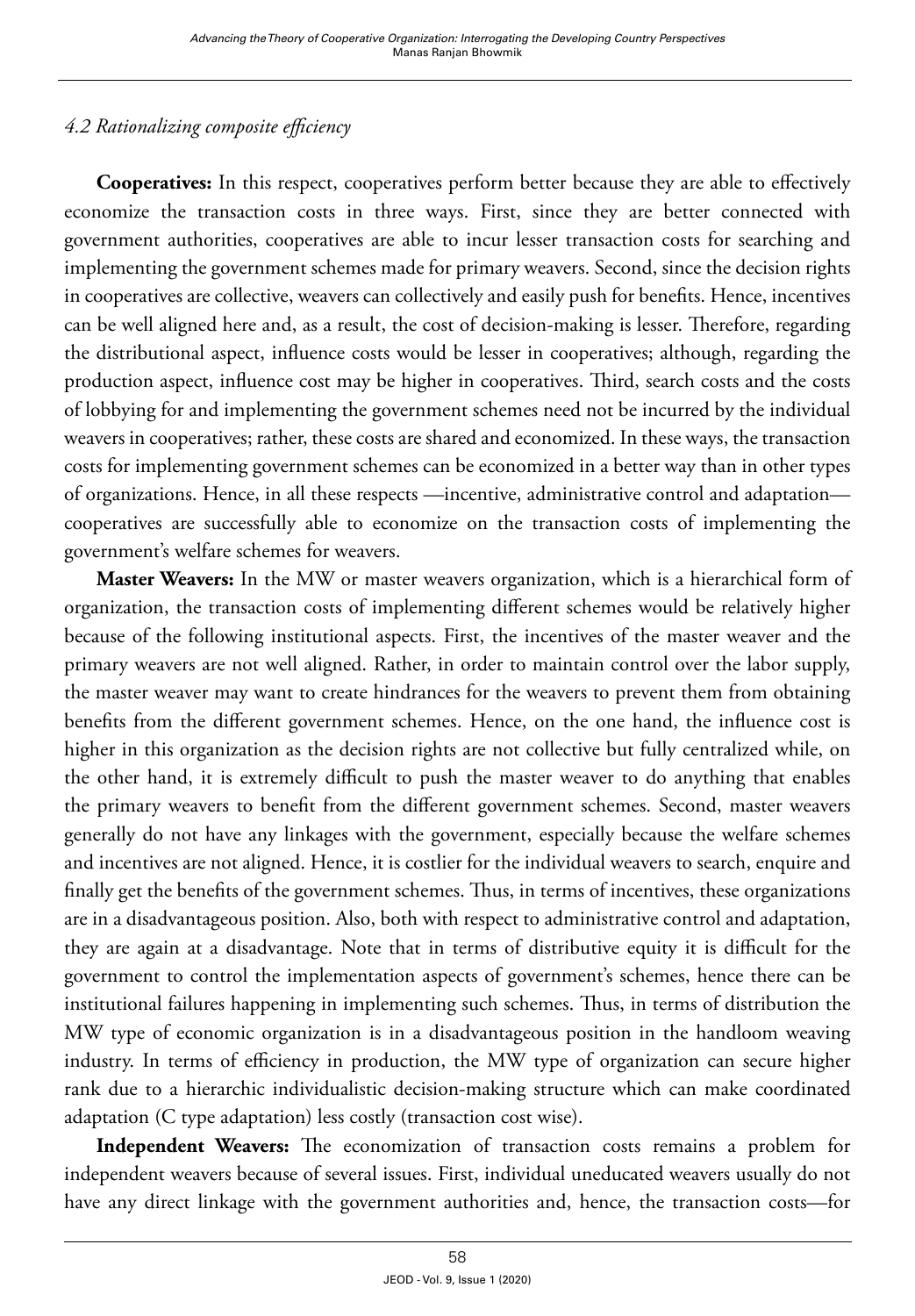#### *4.2 Rationalizing composite efficiency*

**Cooperatives:** In this respect, cooperatives perform better because they are able to effectively economize the transaction costs in three ways. First, since they are better connected with government authorities, cooperatives are able to incur lesser transaction costs for searching and implementing the government schemes made for primary weavers. Second, since the decision rights in cooperatives are collective, weavers can collectively and easily push for benefits. Hence, incentives can be well aligned here and, as a result, the cost of decision-making is lesser. Therefore, regarding the distributional aspect, influence costs would be lesser in cooperatives; although, regarding the production aspect, influence cost may be higher in cooperatives. Third, search costs and the costs of lobbying for and implementing the government schemes need not be incurred by the individual weavers in cooperatives; rather, these costs are shared and economized. In these ways, the transaction costs for implementing government schemes can be economized in a better way than in other types of organizations. Hence, in all these respects —incentive, administrative control and adaptation— cooperatives are successfully able to economize on the transaction costs of implementing the government's welfare schemes for weavers.

**Master Weavers:** In the MW or master weavers organization, which is a hierarchical form of organization, the transaction costs of implementing different schemes would be relatively higher because of the following institutional aspects. First, the incentives of the master weaver and the primary weavers are not well aligned. Rather, in order to maintain control over the labor supply, the master weaver may want to create hindrances for the weavers to prevent them from obtaining benefits from the different government schemes. Hence, on the one hand, the influence cost is higher in this organization as the decision rights are not collective but fully centralized while, on the other hand, it is extremely difficult to push the master weaver to do anything that enables the primary weavers to benefit from the different government schemes. Second, master weavers generally do not have any linkages with the government, especially because the welfare schemes and incentives are not aligned. Hence, it is costlier for the individual weavers to search, enquire and finally get the benefits of the government schemes. Thus, in terms of incentives, these organizations are in a disadvantageous position. Also, both with respect to administrative control and adaptation, they are again at a disadvantage. Note that in terms of distributive equity it is difficult for the government to control the implementation aspects of government's schemes, hence there can be institutional failures happening in implementing such schemes. Thus, in terms of distribution the MW type of economic organization is in a disadvantageous position in the handloom weaving industry. In terms of efficiency in production, the MW type of organization can secure higher rank due to a hierarchic individualistic decision-making structure which can make coordinated adaptation (C type adaptation) less costly (transaction cost wise).

**Independent Weavers:** The economization of transaction costs remains a problem for independent weavers because of several issues. First, individual uneducated weavers usually do not have any direct linkage with the government authorities and, hence, the transaction costs—for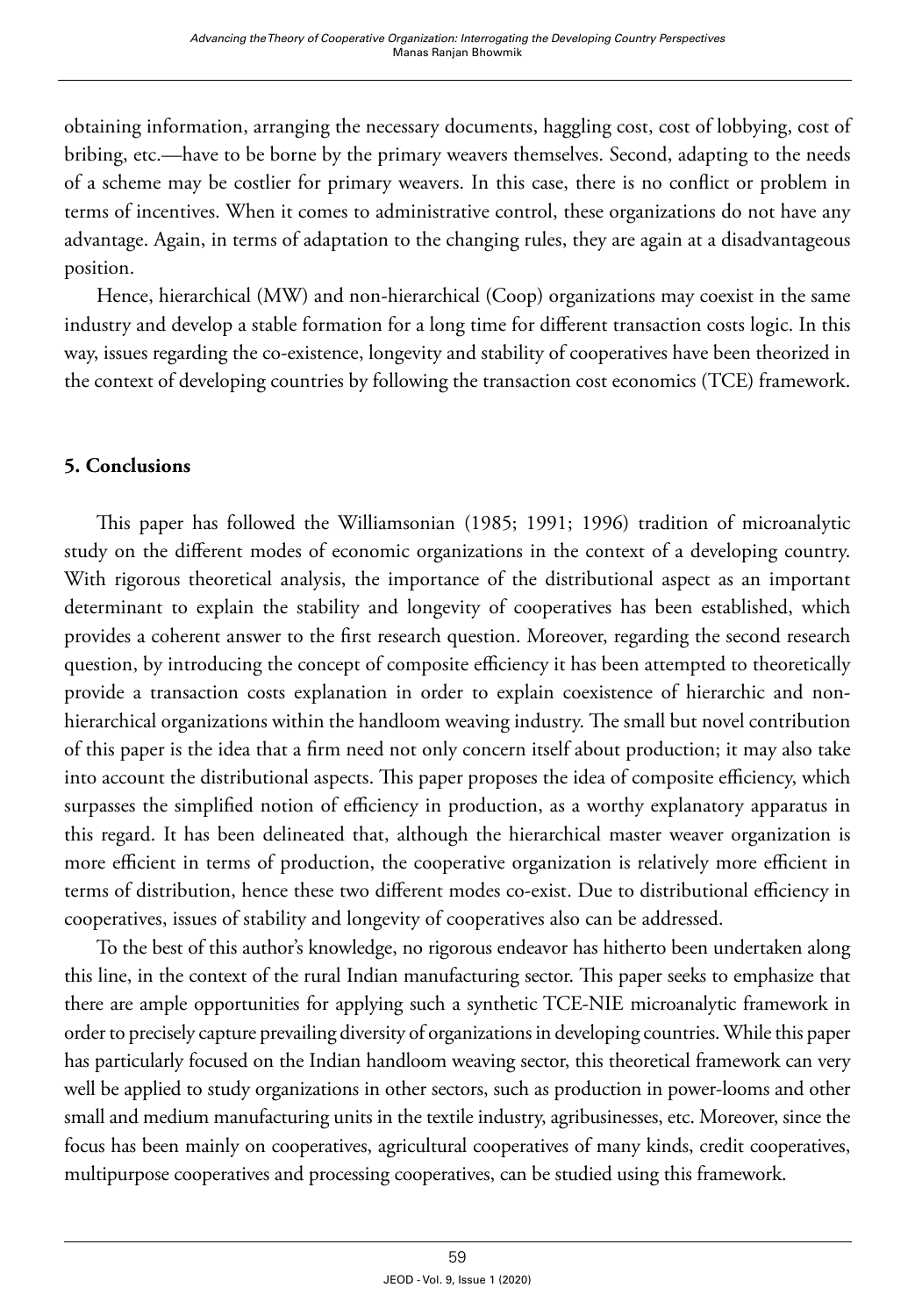obtaining information, arranging the necessary documents, haggling cost, cost of lobbying, cost of bribing, etc.—have to be borne by the primary weavers themselves. Second, adapting to the needs of a scheme may be costlier for primary weavers. In this case, there is no conflict or problem in terms of incentives. When it comes to administrative control, these organizations do not have any advantage. Again, in terms of adaptation to the changing rules, they are again at a disadvantageous position.

Hence, hierarchical (MW) and non-hierarchical (Coop) organizations may coexist in the same industry and develop a stable formation for a long time for different transaction costs logic. In this way, issues regarding the co-existence, longevity and stability of cooperatives have been theorized in the context of developing countries by following the transaction cost economics (TCE) framework.

## 5. Conclusions

This paper has followed the Williamsonian (1985; 1991; 1996) tradition of microanalytic study on the different modes of economic organizations in the context of a developing country. With rigorous theoretical analysis, the importance of the distributional aspect as an important determinant to explain the stability and longevity of cooperatives has been established, which provides a coherent answer to the first research question. Moreover, regarding the second research question, by introducing the concept of composite efficiency it has been attempted to theoretically provide a transaction costs explanation in order to explain coexistence of hierarchic and non-hierarchical organizations within the handloom weaving industry. The small but novel contribution of this paper is the idea that a firm need not only concern itself about production; it may also take into account the distributional aspects. This paper proposes the idea of composite efficiency, which surpasses the simplified notion of efficiency in production, as a worthy explanatory apparatus in this regard. It has been delineated that, although the hierarchical master weaver organization is more efficient in terms of production, the cooperative organization is relatively more efficient in terms of distribution, hence these two different modes co-exist. Due to distributional efficiency in cooperatives, issues of stability and longevity of cooperatives also can be addressed.

To the best of this author's knowledge, no rigorous endeavor has hitherto been undertaken along this line, in the context of the rural Indian manufacturing sector. This paper seeks to emphasize that there are ample opportunities for applying such a synthetic TCE-NIE microanalytic framework in order to precisely capture prevailing diversity of organizations in developing countries. While this paper has particularly focused on the Indian handloom weaving sector, this theoretical framework can very well be applied to study organizations in other sectors, such as production in power-looms and other small and medium manufacturing units in the textile industry, agribusinesses, etc. Moreover, since the focus has been mainly on cooperatives, agricultural cooperatives of many kinds, credit cooperatives, multipurpose cooperatives and processing cooperatives, can be studied using this framework.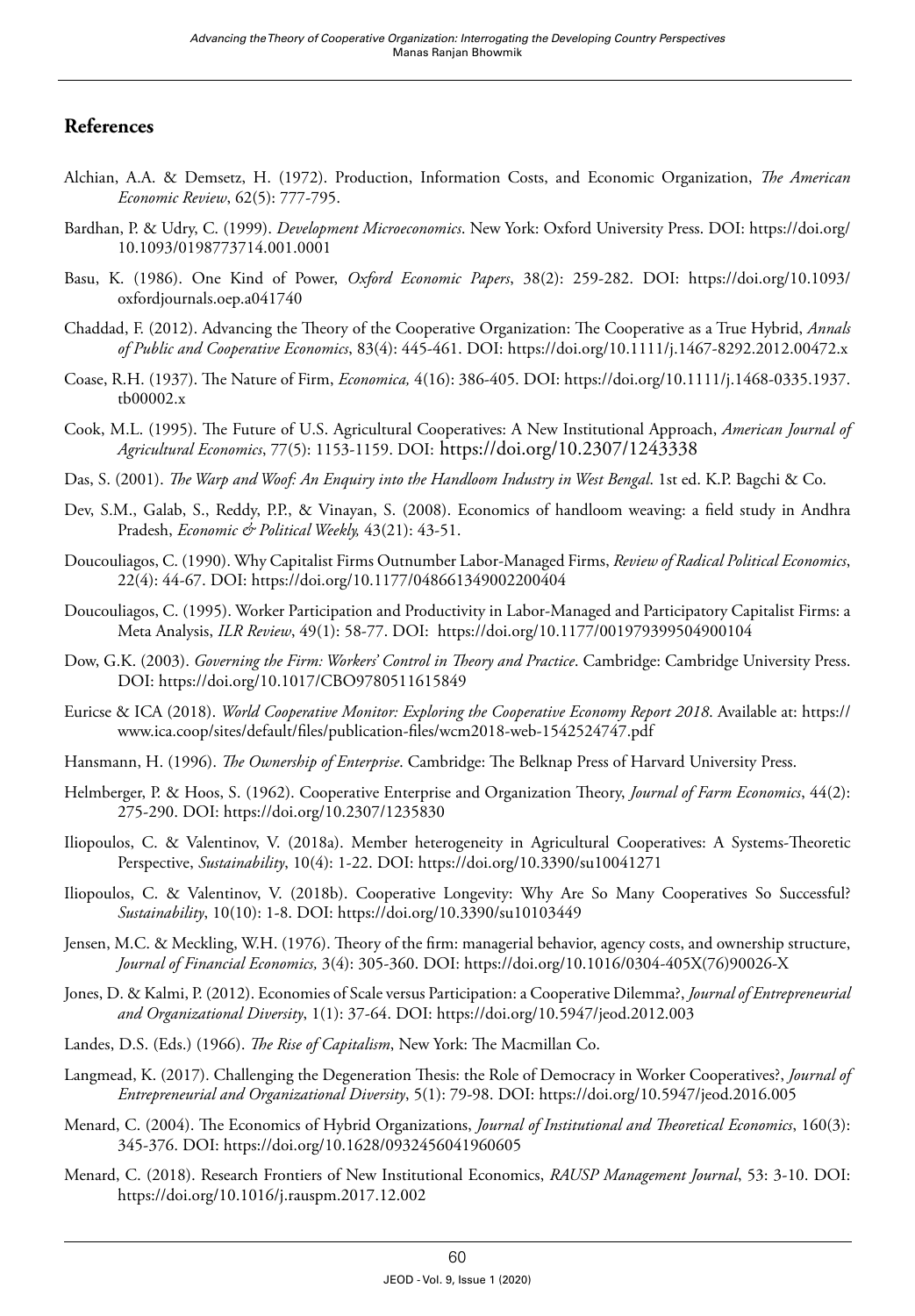## References

Alchian, A.A. & Demsetz, H. (1972). Production, Information Costs, and Economic Organization, *The American Economic Review*, 62(5): 777-795.

Bardhan, P. & Udry, C. (1999). *Development Microeconomics*. New York: Oxford University Press. DOI: https://doi.org/10.1093/0198773714.001.0001

Basu, K. (1986). One Kind of Power, *Oxford Economic Papers*, 38(2): 259-282. DOI: https://doi.org/10.1093/oxfordjournals.oep.a041740

Chaddad, F. (2012). Advancing the Theory of the Cooperative Organization: The Cooperative as a True Hybrid, *Annals of Public and Cooperative Economics*, 83(4): 445-461. DOI: https://doi.org/10.1111/j.1467-8292.2012.00472.x

Coase, R.H. (1937). The Nature of Firm, *Economica,* 4(16): 386-405. DOI: https://doi.org/10.1111/j.1468-0335.1937.tb00002.x

Cook, M.L. (1995). The Future of U.S. Agricultural Cooperatives: A New Institutional Approach, *American Journal of Agricultural Economics*, 77(5): 1153-1159. DOI: https://doi.org/10.2307/1243338

Das, S. (2001). *The Warp and Woof: An Enquiry into the Handloom Industry in West Bengal*. 1st ed. K.P. Bagchi & Co.

Dev, S.M., Galab, S., Reddy, P.P., & Vinayan, S. (2008). Economics of handloom weaving: a field study in Andhra Pradesh, *Economic & Political Weekly,* 43(21): 43-51.

Doucouliagos, C. (1990). Why Capitalist Firms Outnumber Labor-Managed Firms, *Review of Radical Political Economics*, 22(4): 44-67. DOI: https://doi.org/10.1177/048661349002200404

Doucouliagos, C. (1995). Worker Participation and Productivity in Labor-Managed and Participatory Capitalist Firms: a Meta Analysis, *ILR Review*, 49(1): 58-77. DOI: https://doi.org/10.1177/001979399504900104

Dow, G.K. (2003). *Governing the Firm: Workers' Control in Theory and Practice*. Cambridge: Cambridge University Press. DOI: https://doi.org/10.1017/CBO9780511615849

Euricse & ICA (2018). *World Cooperative Monitor: Exploring the Cooperative Economy Report 2018*. Available at: https://www.ica.coop/sites/default/files/publication-files/wcm2018-web-1542524747.pdf

Hansmann, H. (1996). *The Ownership of Enterprise*. Cambridge: The Belknap Press of Harvard University Press.

Helmberger, P. & Hoos, S. (1962). Cooperative Enterprise and Organization Theory, *Journal of Farm Economics*, 44(2): 275-290. DOI: https://doi.org/10.2307/1235830

Iliopoulos, C. & Valentinov, V. (2018a). Member heterogeneity in Agricultural Cooperatives: A Systems-Theoretic Perspective, *Sustainability*, 10(4): 1-22. DOI: https://doi.org/10.3390/su10041271

Iliopoulos, C. & Valentinov, V. (2018b). Cooperative Longevity: Why Are So Many Cooperatives So Successful? *Sustainability*, 10(10): 1-8. DOI: https://doi.org/10.3390/su10103449

Jensen, M.C. & Meckling, W.H. (1976). Theory of the firm: managerial behavior, agency costs, and ownership structure, *Journal of Financial Economics,* 3(4): 305-360. DOI: https://doi.org/10.1016/0304-405X(76)90026-X

Jones, D. & Kalmi, P. (2012). Economies of Scale versus Participation: a Cooperative Dilemma?, *Journal of Entrepreneurial and Organizational Diversity*, 1(1): 37-64. DOI: https://doi.org/10.5947/jeod.2012.003

Landes, D.S. (Eds.) (1966). *The Rise of Capitalism*, New York: The Macmillan Co.

Langmead, K. (2017). Challenging the Degeneration Thesis: the Role of Democracy in Worker Cooperatives?, *Journal of Entrepreneurial and Organizational Diversity*, 5(1): 79-98. DOI: https://doi.org/10.5947/jeod.2016.005

Menard, C. (2004). The Economics of Hybrid Organizations, *Journal of Institutional and Theoretical Economics*, 160(3): 345-376. DOI: https://doi.org/10.1628/0932456041960605

Menard, C. (2018). Research Frontiers of New Institutional Economics, *RAUSP Management Journal*, 53: 3-10. DOI: https://doi.org/10.1016/j.rauspm.2017.12.002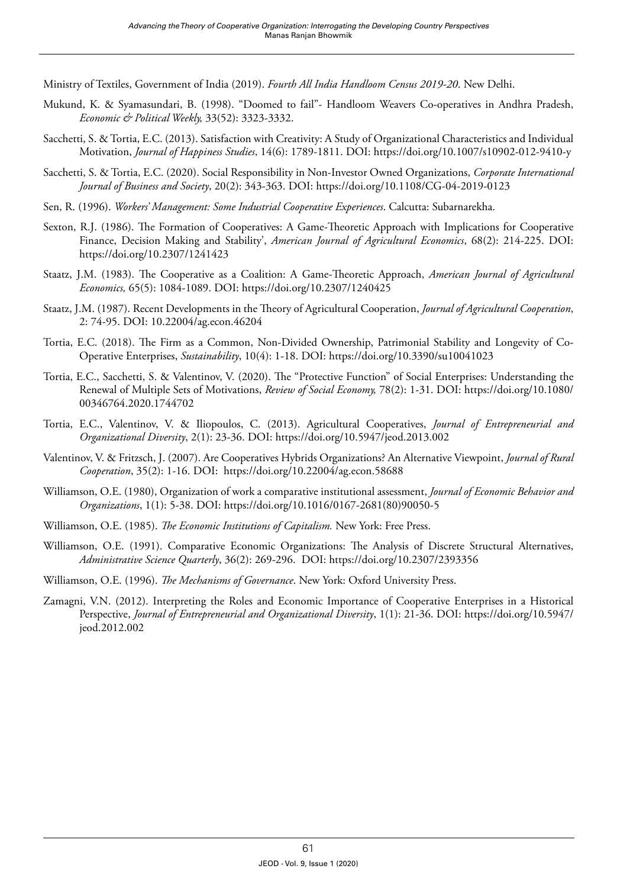Ministry of Textiles, Government of India (2019). *Fourth All India Handloom Census 2019-20*. New Delhi.

Mukund, K. & Syamasundari, B. (1998). "Doomed to fail"- Handloom Weavers Co-operatives in Andhra Pradesh, *Economic & Political Weekly,* 33(52): 3323-3332.

Sacchetti, S. & Tortia, E.C. (2013). Satisfaction with Creativity: A Study of Organizational Characteristics and Individual Motivation, *Journal of Happiness Studies*, 14(6): 1789-1811. DOI: https://doi.org/10.1007/s10902-012-9410-y

Sacchetti, S. & Tortia, E.C. (2020). Social Responsibility in Non-Investor Owned Organizations, *Corporate International Journal of Business and Society*, 20(2): 343-363. DOI: https://doi.org/10.1108/CG-04-2019-0123

Sen, R. (1996). *Workers' Management: Some Industrial Cooperative Experiences*. Calcutta: Subarnarekha.

Sexton, R.J. (1986). The Formation of Cooperatives: A Game-Theoretic Approach with Implications for Cooperative Finance, Decision Making and Stability', *American Journal of Agricultural Economics*, 68(2): 214-225. DOI: https://doi.org/10.2307/1241423

Staatz, J.M. (1983). The Cooperative as a Coalition: A Game-Theoretic Approach, *American Journal of Agricultural Economics,* 65(5): 1084-1089. DOI: https://doi.org/10.2307/1240425

Staatz, J.M. (1987). Recent Developments in the Theory of Agricultural Cooperation, *Journal of Agricultural Cooperation*, 2: 74-95. DOI: 10.22004/ag.econ.46204

Tortia, E.C. (2018). The Firm as a Common, Non-Divided Ownership, Patrimonial Stability and Longevity of Co-Operative Enterprises, *Sustainability*, 10(4): 1-18. DOI: https://doi.org/10.3390/su10041023

Tortia, E.C., Sacchetti, S. & Valentinov, V. (2020). The "Protective Function" of Social Enterprises: Understanding the Renewal of Multiple Sets of Motivations, *Review of Social Economy,* 78(2): 1-31. DOI: https://doi.org/10.1080/00346764.2020.1744702

Tortia, E.C., Valentinov, V. & Iliopoulos, C. (2013). Agricultural Cooperatives, *Journal of Entrepreneurial and Organizational Diversity*, 2(1): 23-36. DOI: https://doi.org/10.5947/jeod.2013.002

Valentinov, V. & Fritzsch, J. (2007). Are Cooperatives Hybrids Organizations? An Alternative Viewpoint, *Journal of Rural Cooperation*, 35(2): 1-16. DOI: https://doi.org/10.22004/ag.econ.58688

Williamson, O.E. (1980), Organization of work a comparative institutional assessment, *Journal of Economic Behavior and Organizations*, 1(1): 5-38. DOI: https://doi.org/10.1016/0167-2681(80)90050-5

Williamson, O.E. (1985). *The Economic Institutions of Capitalism.* New York: Free Press.

Williamson, O.E. (1991). Comparative Economic Organizations: The Analysis of Discrete Structural Alternatives, *Administrative Science Quarterly*, 36(2): 269-296. DOI: https://doi.org/10.2307/2393356

Williamson, O.E. (1996). *The Mechanisms of Governance*. New York: Oxford University Press.

Zamagni, V.N. (2012). Interpreting the Roles and Economic Importance of Cooperative Enterprises in a Historical Perspective, *Journal of Entrepreneurial and Organizational Diversity*, 1(1): 21-36. DOI: https://doi.org/10.5947/jeod.2012.002